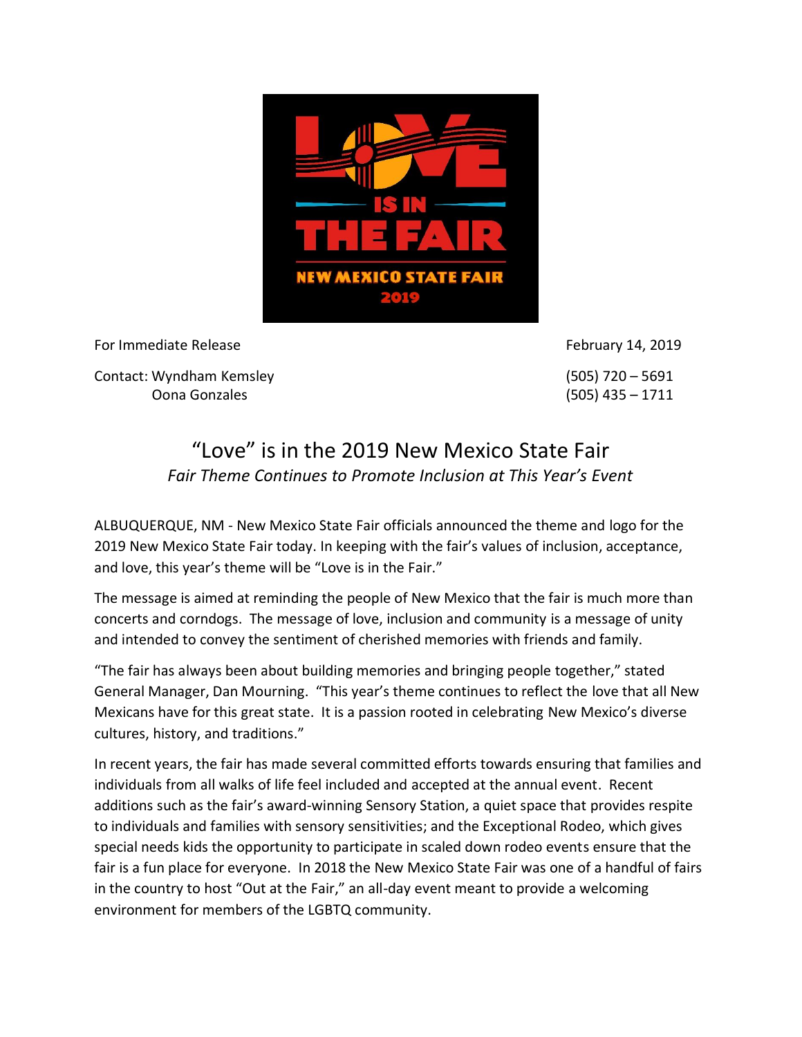For Immediate Release — February 14, 2019

Contact: Wyndham Kemsley (505) 720 – 5691
Oona Gonzales (505) 435 – 1711

# "Love" is in the 2019 New Mexico State Fair

*Fair Theme Continues to Promote Inclusion at This Year's Event*

ALBUQUERQUE, NM - New Mexico State Fair officials announced the theme and logo for the 2019 New Mexico State Fair today. In keeping with the fair's values of inclusion, acceptance, and love, this year's theme will be "Love is in the Fair."

The message is aimed at reminding the people of New Mexico that the fair is much more than concerts and corndogs. The message of love, inclusion and community is a message of unity and intended to convey the sentiment of cherished memories with friends and family.

"The fair has always been about building memories and bringing people together," stated General Manager, Dan Mourning. "This year's theme continues to reflect the love that all New Mexicans have for this great state. It is a passion rooted in celebrating New Mexico's diverse cultures, history, and traditions."

In recent years, the fair has made several committed efforts towards ensuring that families and individuals from all walks of life feel included and accepted at the annual event. Recent additions such as the fair's award-winning Sensory Station, a quiet space that provides respite to individuals and families with sensory sensitivities; and the Exceptional Rodeo, which gives special needs kids the opportunity to participate in scaled down rodeo events ensure that the fair is a fun place for everyone. In 2018 the New Mexico State Fair was one of a handful of fairs in the country to host "Out at the Fair," an all-day event meant to provide a welcoming environment for members of the LGBTQ community.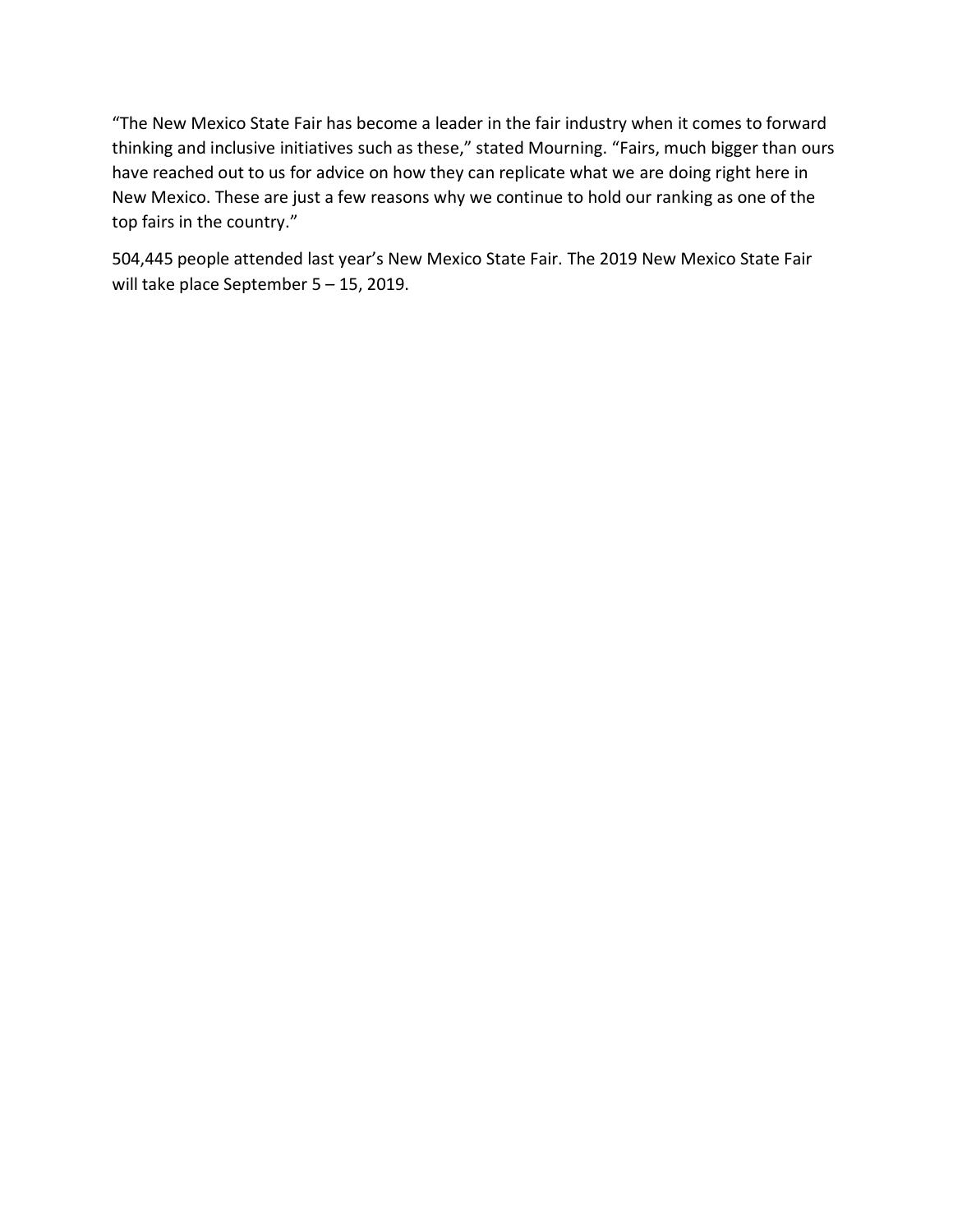"The New Mexico State Fair has become a leader in the fair industry when it comes to forward thinking and inclusive initiatives such as these," stated Mourning. "Fairs, much bigger than ours have reached out to us for advice on how they can replicate what we are doing right here in New Mexico. These are just a few reasons why we continue to hold our ranking as one of the top fairs in the country."

504,445 people attended last year's New Mexico State Fair. The 2019 New Mexico State Fair will take place September 5 – 15, 2019.